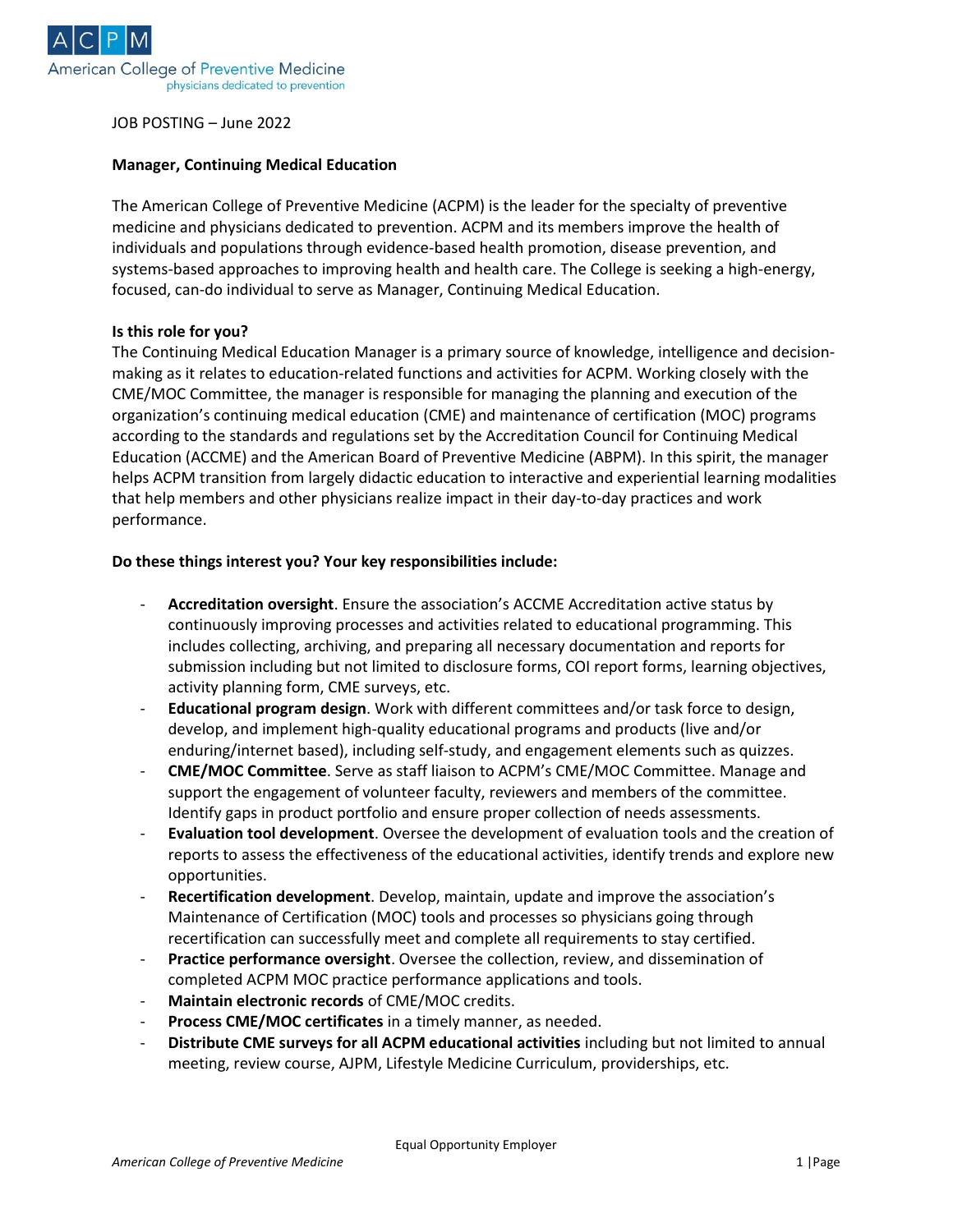American College of Preventive Medicine
physicians dedicated to prevention

JOB POSTING – June 2022

**Manager, Continuing Medical Education**

The American College of Preventive Medicine (ACPM) is the leader for the specialty of preventive medicine and physicians dedicated to prevention. ACPM and its members improve the health of individuals and populations through evidence-based health promotion, disease prevention, and systems-based approaches to improving health and health care. The College is seeking a high-energy, focused, can-do individual to serve as Manager, Continuing Medical Education.

**Is this role for you?**

The Continuing Medical Education Manager is a primary source of knowledge, intelligence and decision-making as it relates to education-related functions and activities for ACPM. Working closely with the CME/MOC Committee, the manager is responsible for managing the planning and execution of the organization's continuing medical education (CME) and maintenance of certification (MOC) programs according to the standards and regulations set by the Accreditation Council for Continuing Medical Education (ACCME) and the American Board of Preventive Medicine (ABPM). In this spirit, the manager helps ACPM transition from largely didactic education to interactive and experiential learning modalities that help members and other physicians realize impact in their day-to-day practices and work performance.

**Do these things interest you? Your key responsibilities include:**

- **Accreditation oversight**. Ensure the association's ACCME Accreditation active status by continuously improving processes and activities related to educational programming. This includes collecting, archiving, and preparing all necessary documentation and reports for submission including but not limited to disclosure forms, COI report forms, learning objectives, activity planning form, CME surveys, etc.
- **Educational program design**. Work with different committees and/or task force to design, develop, and implement high-quality educational programs and products (live and/or enduring/internet based), including self-study, and engagement elements such as quizzes.
- **CME/MOC Committee**. Serve as staff liaison to ACPM's CME/MOC Committee. Manage and support the engagement of volunteer faculty, reviewers and members of the committee. Identify gaps in product portfolio and ensure proper collection of needs assessments.
- **Evaluation tool development**. Oversee the development of evaluation tools and the creation of reports to assess the effectiveness of the educational activities, identify trends and explore new opportunities.
- **Recertification development**. Develop, maintain, update and improve the association's Maintenance of Certification (MOC) tools and processes so physicians going through recertification can successfully meet and complete all requirements to stay certified.
- **Practice performance oversight**. Oversee the collection, review, and dissemination of completed ACPM MOC practice performance applications and tools.
- **Maintain electronic records** of CME/MOC credits.
- **Process CME/MOC certificates** in a timely manner, as needed.
- **Distribute CME surveys for all ACPM educational activities** including but not limited to annual meeting, review course, AJPM, Lifestyle Medicine Curriculum, providerships, etc.

Equal Opportunity Employer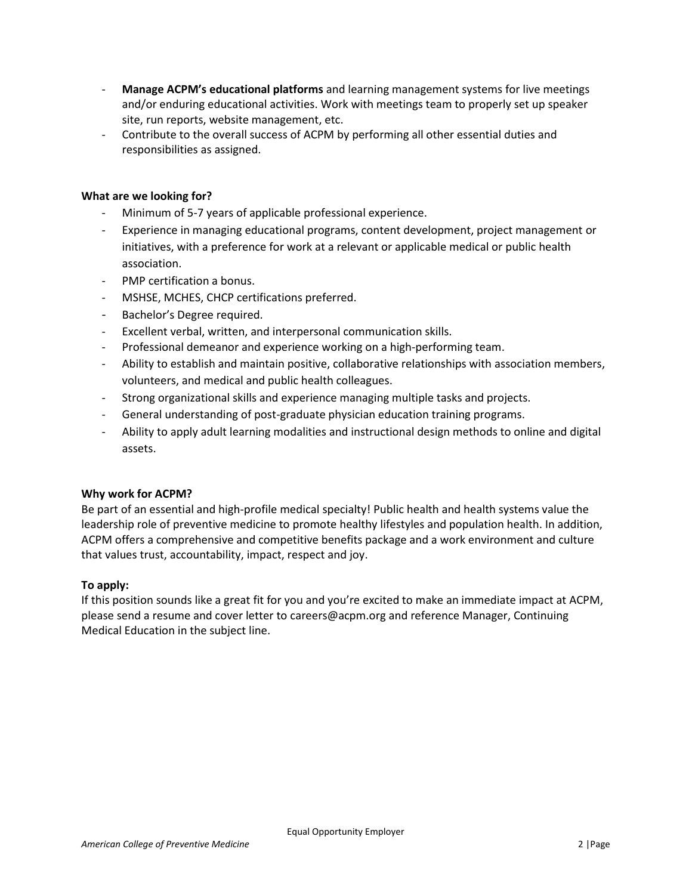- **Manage ACPM's educational platforms** and learning management systems for live meetings and/or enduring educational activities. Work with meetings team to properly set up speaker site, run reports, website management, etc.
- Contribute to the overall success of ACPM by performing all other essential duties and responsibilities as assigned.

**What are we looking for?**

- Minimum of 5-7 years of applicable professional experience.
- Experience in managing educational programs, content development, project management or initiatives, with a preference for work at a relevant or applicable medical or public health association.
- PMP certification a bonus.
- MSHSE, MCHES, CHCP certifications preferred.
- Bachelor's Degree required.
- Excellent verbal, written, and interpersonal communication skills.
- Professional demeanor and experience working on a high-performing team.
- Ability to establish and maintain positive, collaborative relationships with association members, volunteers, and medical and public health colleagues.
- Strong organizational skills and experience managing multiple tasks and projects.
- General understanding of post-graduate physician education training programs.
- Ability to apply adult learning modalities and instructional design methods to online and digital assets.

**Why work for ACPM?**

Be part of an essential and high-profile medical specialty! Public health and health systems value the leadership role of preventive medicine to promote healthy lifestyles and population health. In addition, ACPM offers a comprehensive and competitive benefits package and a work environment and culture that values trust, accountability, impact, respect and joy.

**To apply:**

If this position sounds like a great fit for you and you're excited to make an immediate impact at ACPM, please send a resume and cover letter to careers@acpm.org and reference Manager, Continuing Medical Education in the subject line.

Equal Opportunity Employer